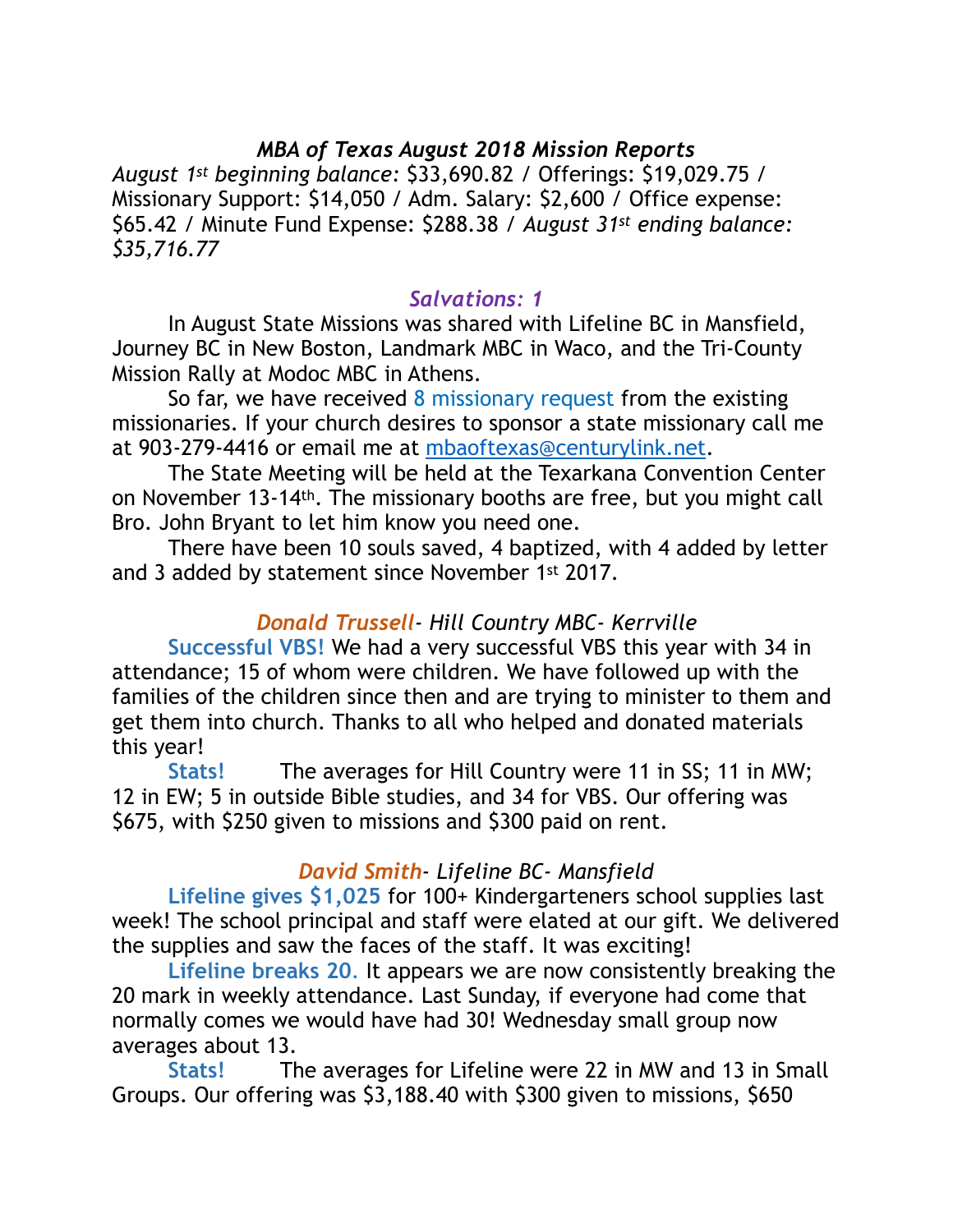## *MBA of Texas August 2018 Mission Reports*

*August 1st beginning balance*: $33,690.82 / Offerings: $19,029.75 / Missionary Support: $14,050 / Adm. Salary: $2,600 / Office expense: $65.42 / Minute Fund Expense: $288.38 / *August 31st ending balance: $35,716.77*

### *Salvations: 1*

In August State Missions was shared with Lifeline BC in Mansfield, Journey BC in New Boston, Landmark MBC in Waco, and the Tri-County Mission Rally at Modoc MBC in Athens.

So far, we have received 8 missionary request from the existing missionaries. If your church desires to sponsor a state missionary call me at 903-279-4416 or email me at mbaoftexas@centurylink.net.

The State Meeting will be held at the Texarkana Convention Center on November 13-14th. The missionary booths are free, but you might call Bro. John Bryant to let him know you need one.

There have been 10 souls saved, 4 baptized, with 4 added by letter and 3 added by statement since November 1st 2017.

### *Donald Trussell- Hill Country MBC- Kerrville*

**Successful VBS!** We had a very successful VBS this year with 34 in attendance; 15 of whom were children. We have followed up with the families of the children since then and are trying to minister to them and get them into church. Thanks to all who helped and donated materials this year!

**Stats!** The averages for Hill Country were 11 in SS; 11 in MW; 12 in EW; 5 in outside Bible studies, and 34 for VBS. Our offering was $675, with $250 given to missions and $300 paid on rent.

### *David Smith- Lifeline BC- Mansfield*

**Lifeline gives $1,025** for 100+ Kindergarteners school supplies last week! The school principal and staff were elated at our gift. We delivered the supplies and saw the faces of the staff. It was exciting!

**Lifeline breaks 20.** It appears we are now consistently breaking the 20 mark in weekly attendance. Last Sunday, if everyone had come that normally comes we would have had 30! Wednesday small group now averages about 13.

**Stats!** The averages for Lifeline were 22 in MW and 13 in Small Groups. Our offering was $3,188.40 with $300 given to missions, $650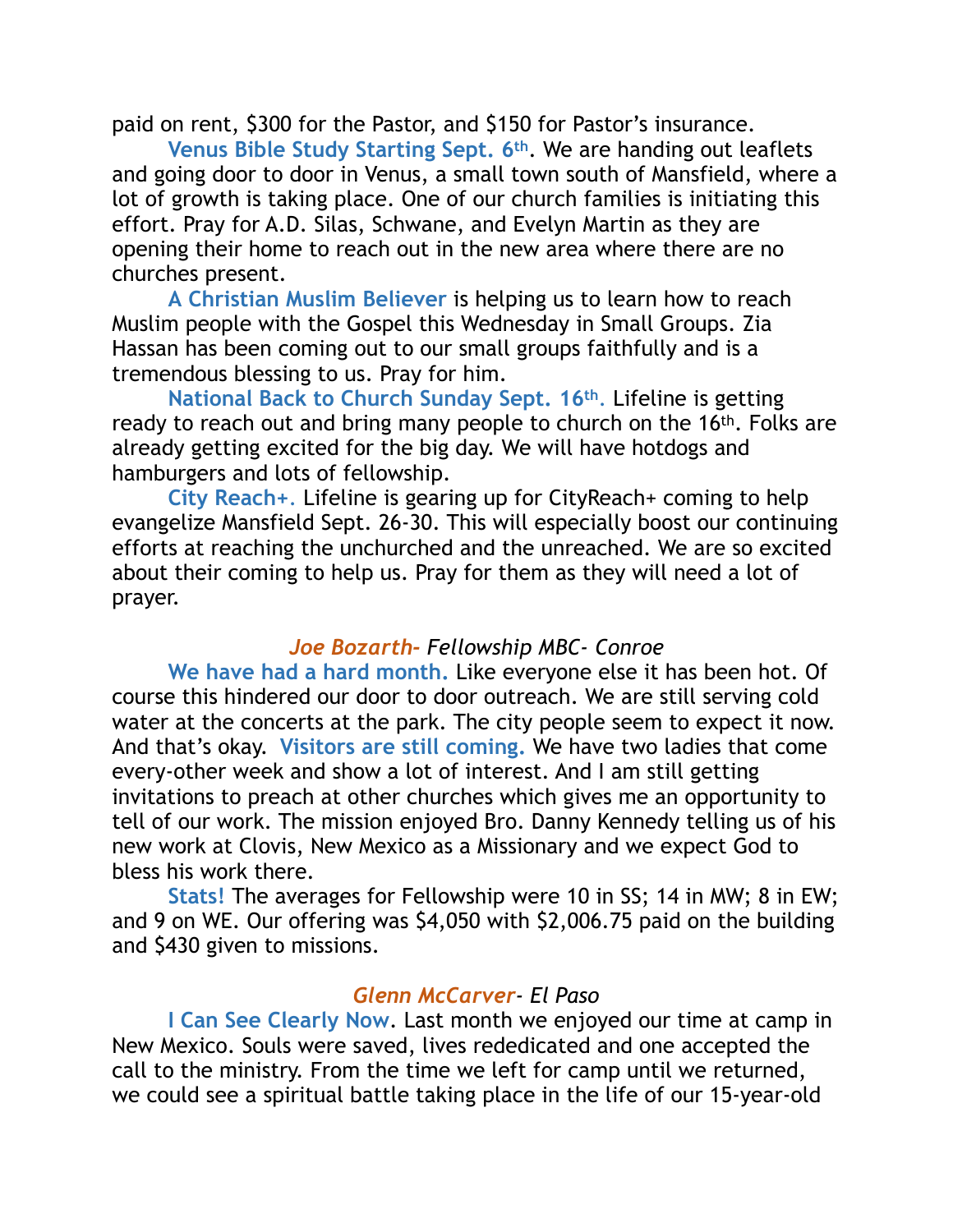paid on rent, $300 for the Pastor, and $150 for Pastor's insurance.

**Venus Bible Study Starting Sept. 6th**. We are handing out leaflets and going door to door in Venus, a small town south of Mansfield, where a lot of growth is taking place. One of our church families is initiating this effort. Pray for A.D. Silas, Schwane, and Evelyn Martin as they are opening their home to reach out in the new area where there are no churches present.

**A Christian Muslim Believer** is helping us to learn how to reach Muslim people with the Gospel this Wednesday in Small Groups. Zia Hassan has been coming out to our small groups faithfully and is a tremendous blessing to us. Pray for him.

**National Back to Church Sunday Sept. 16th.** Lifeline is getting ready to reach out and bring many people to church on the 16th. Folks are already getting excited for the big day. We will have hotdogs and hamburgers and lots of fellowship.

**City Reach+.** Lifeline is gearing up for CityReach+ coming to help evangelize Mansfield Sept. 26-30. This will especially boost our continuing efforts at reaching the unchurched and the unreached. We are so excited about their coming to help us. Pray for them as they will need a lot of prayer.

### *Joe Bozarth- Fellowship MBC- Conroe*

**We have had a hard month.** Like everyone else it has been hot. Of course this hindered our door to door outreach. We are still serving cold water at the concerts at the park. The city people seem to expect it now. And that's okay. **Visitors are still coming.** We have two ladies that come every-other week and show a lot of interest. And I am still getting invitations to preach at other churches which gives me an opportunity to tell of our work. The mission enjoyed Bro. Danny Kennedy telling us of his new work at Clovis, New Mexico as a Missionary and we expect God to bless his work there.

**Stats!** The averages for Fellowship were 10 in SS; 14 in MW; 8 in EW; and 9 on WE. Our offering was $4,050 with $2,006.75 paid on the building and $430 given to missions.

### *Glenn McCarver- El Paso*

**I Can See Clearly Now**. Last month we enjoyed our time at camp in New Mexico. Souls were saved, lives rededicated and one accepted the call to the ministry. From the time we left for camp until we returned, we could see a spiritual battle taking place in the life of our 15-year-old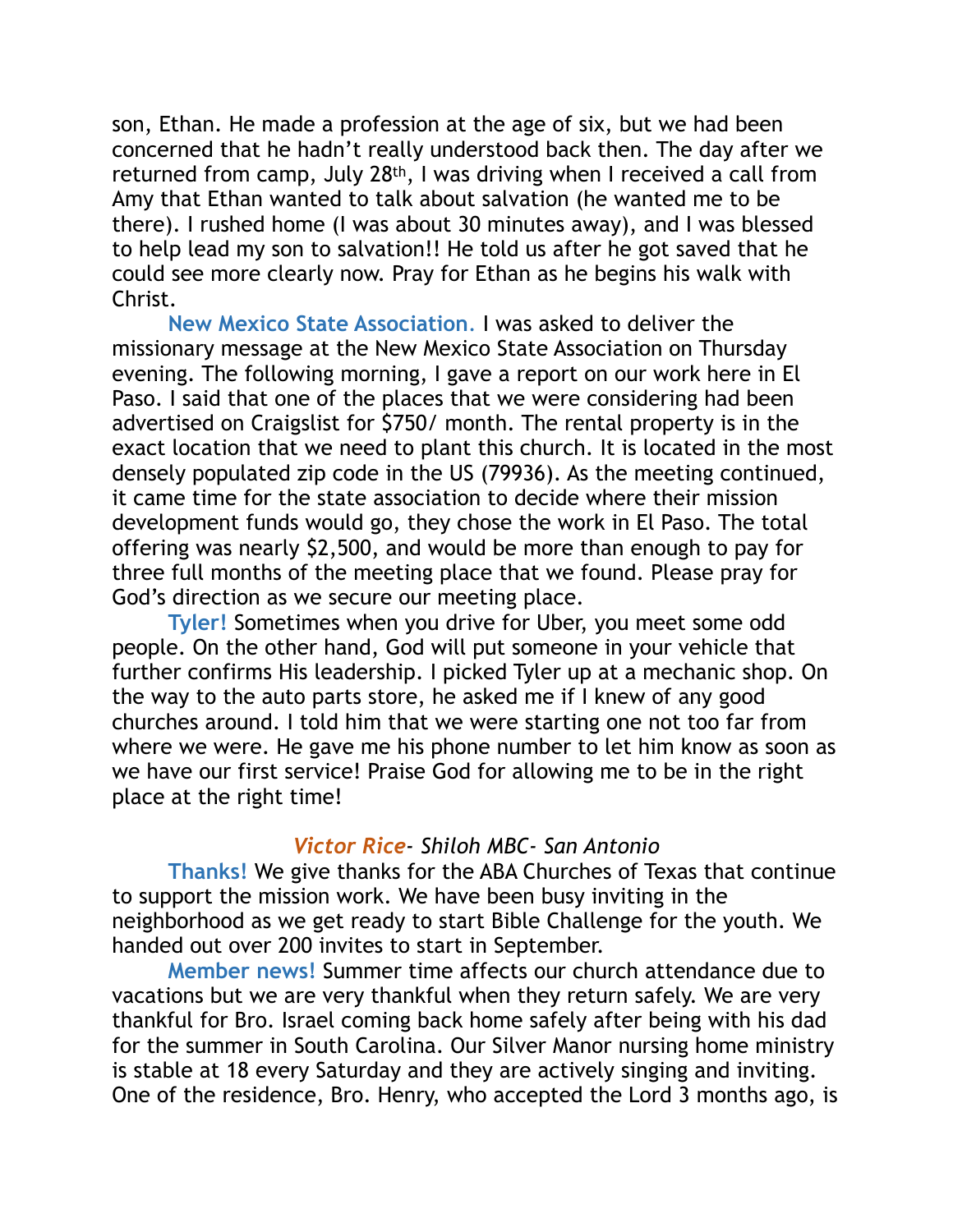son, Ethan. He made a profession at the age of six, but we had been concerned that he hadn't really understood back then. The day after we returned from camp, July 28th, I was driving when I received a call from Amy that Ethan wanted to talk about salvation (he wanted me to be there). I rushed home (I was about 30 minutes away), and I was blessed to help lead my son to salvation!! He told us after he got saved that he could see more clearly now. Pray for Ethan as he begins his walk with Christ.

**New Mexico State Association.** I was asked to deliver the missionary message at the New Mexico State Association on Thursday evening. The following morning, I gave a report on our work here in El Paso. I said that one of the places that we were considering had been advertised on Craigslist for $750/ month. The rental property is in the exact location that we need to plant this church. It is located in the most densely populated zip code in the US (79936). As the meeting continued, it came time for the state association to decide where their mission development funds would go, they chose the work in El Paso. The total offering was nearly $2,500, and would be more than enough to pay for three full months of the meeting place that we found. Please pray for God's direction as we secure our meeting place.

**Tyler!** Sometimes when you drive for Uber, you meet some odd people. On the other hand, God will put someone in your vehicle that further confirms His leadership. I picked Tyler up at a mechanic shop. On the way to the auto parts store, he asked me if I knew of any good churches around. I told him that we were starting one not too far from where we were. He gave me his phone number to let him know as soon as we have our first service! Praise God for allowing me to be in the right place at the right time!

### *Victor Rice- Shiloh MBC- San Antonio*

**Thanks!** We give thanks for the ABA Churches of Texas that continue to support the mission work. We have been busy inviting in the neighborhood as we get ready to start Bible Challenge for the youth. We handed out over 200 invites to start in September.

**Member news!** Summer time affects our church attendance due to vacations but we are very thankful when they return safely. We are very thankful for Bro. Israel coming back home safely after being with his dad for the summer in South Carolina. Our Silver Manor nursing home ministry is stable at 18 every Saturday and they are actively singing and inviting. One of the residence, Bro. Henry, who accepted the Lord 3 months ago, is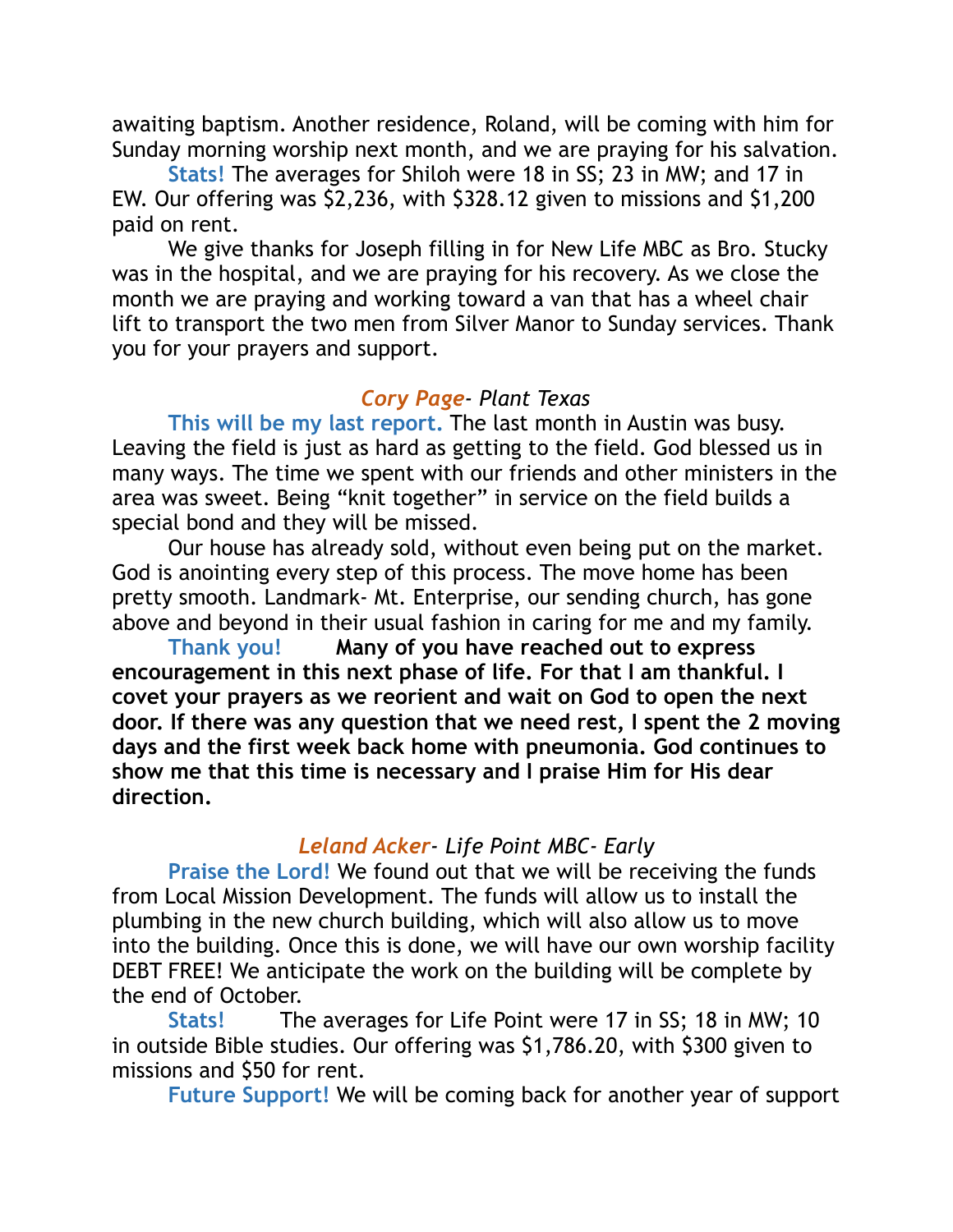awaiting baptism. Another residence, Roland, will be coming with him for Sunday morning worship next month, and we are praying for his salvation.

**Stats!** The averages for Shiloh were 18 in SS; 23 in MW; and 17 in EW. Our offering was $2,236, with $328.12 given to missions and $1,200 paid on rent.

We give thanks for Joseph filling in for New Life MBC as Bro. Stucky was in the hospital, and we are praying for his recovery. As we close the month we are praying and working toward a van that has a wheel chair lift to transport the two men from Silver Manor to Sunday services. Thank you for your prayers and support.

### *Cory Page- Plant Texas*

**This will be my last report.** The last month in Austin was busy. Leaving the field is just as hard as getting to the field. God blessed us in many ways. The time we spent with our friends and other ministers in the area was sweet. Being "knit together" in service on the field builds a special bond and they will be missed.

Our house has already sold, without even being put on the market. God is anointing every step of this process. The move home has been pretty smooth. Landmark- Mt. Enterprise, our sending church, has gone above and beyond in their usual fashion in caring for me and my family.

**Thank you!** **Many of you have reached out to express encouragement in this next phase of life. For that I am thankful. I covet your prayers as we reorient and wait on God to open the next door. If there was any question that we need rest, I spent the 2 moving days and the first week back home with pneumonia. God continues to show me that this time is necessary and I praise Him for His dear direction.**

### *Leland Acker- Life Point MBC- Early*

**Praise the Lord!** We found out that we will be receiving the funds from Local Mission Development. The funds will allow us to install the plumbing in the new church building, which will also allow us to move into the building. Once this is done, we will have our own worship facility DEBT FREE! We anticipate the work on the building will be complete by the end of October.

**Stats!** The averages for Life Point were 17 in SS; 18 in MW; 10 in outside Bible studies. Our offering was $1,786.20, with $300 given to missions and $50 for rent.

**Future Support!** We will be coming back for another year of support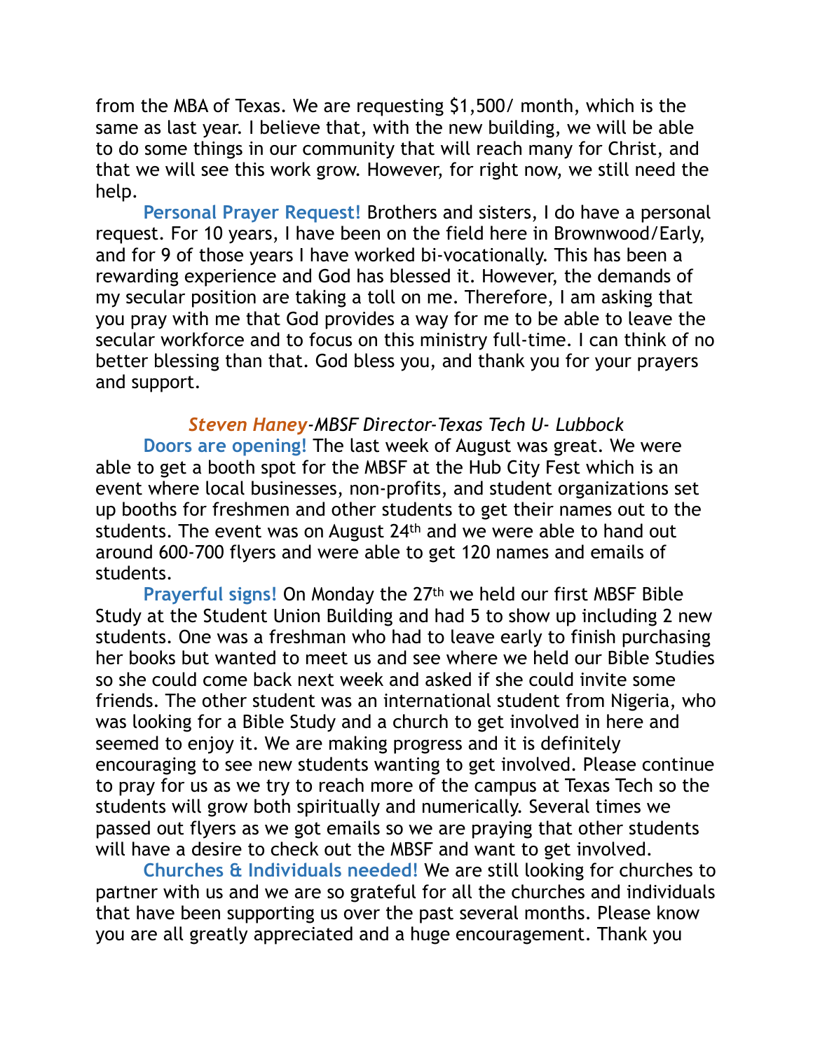from the MBA of Texas. We are requesting $1,500/ month, which is the same as last year. I believe that, with the new building, we will be able to do some things in our community that will reach many for Christ, and that we will see this work grow. However, for right now, we still need the help.

**Personal Prayer Request!** Brothers and sisters, I do have a personal request. For 10 years, I have been on the field here in Brownwood/Early, and for 9 of those years I have worked bi-vocationally. This has been a rewarding experience and God has blessed it. However, the demands of my secular position are taking a toll on me. Therefore, I am asking that you pray with me that God provides a way for me to be able to leave the secular workforce and to focus on this ministry full-time. I can think of no better blessing than that. God bless you, and thank you for your prayers and support.

*Steven Haney-MBSF Director-Texas Tech U- Lubbock*

**Doors are opening!** The last week of August was great. We were able to get a booth spot for the MBSF at the Hub City Fest which is an event where local businesses, non-profits, and student organizations set up booths for freshmen and other students to get their names out to the students. The event was on August 24th and we were able to hand out around 600-700 flyers and were able to get 120 names and emails of students.

**Prayerful signs!** On Monday the 27th we held our first MBSF Bible Study at the Student Union Building and had 5 to show up including 2 new students. One was a freshman who had to leave early to finish purchasing her books but wanted to meet us and see where we held our Bible Studies so she could come back next week and asked if she could invite some friends. The other student was an international student from Nigeria, who was looking for a Bible Study and a church to get involved in here and seemed to enjoy it. We are making progress and it is definitely encouraging to see new students wanting to get involved. Please continue to pray for us as we try to reach more of the campus at Texas Tech so the students will grow both spiritually and numerically. Several times we passed out flyers as we got emails so we are praying that other students will have a desire to check out the MBSF and want to get involved.

**Churches & Individuals needed!** We are still looking for churches to partner with us and we are so grateful for all the churches and individuals that have been supporting us over the past several months. Please know you are all greatly appreciated and a huge encouragement. Thank you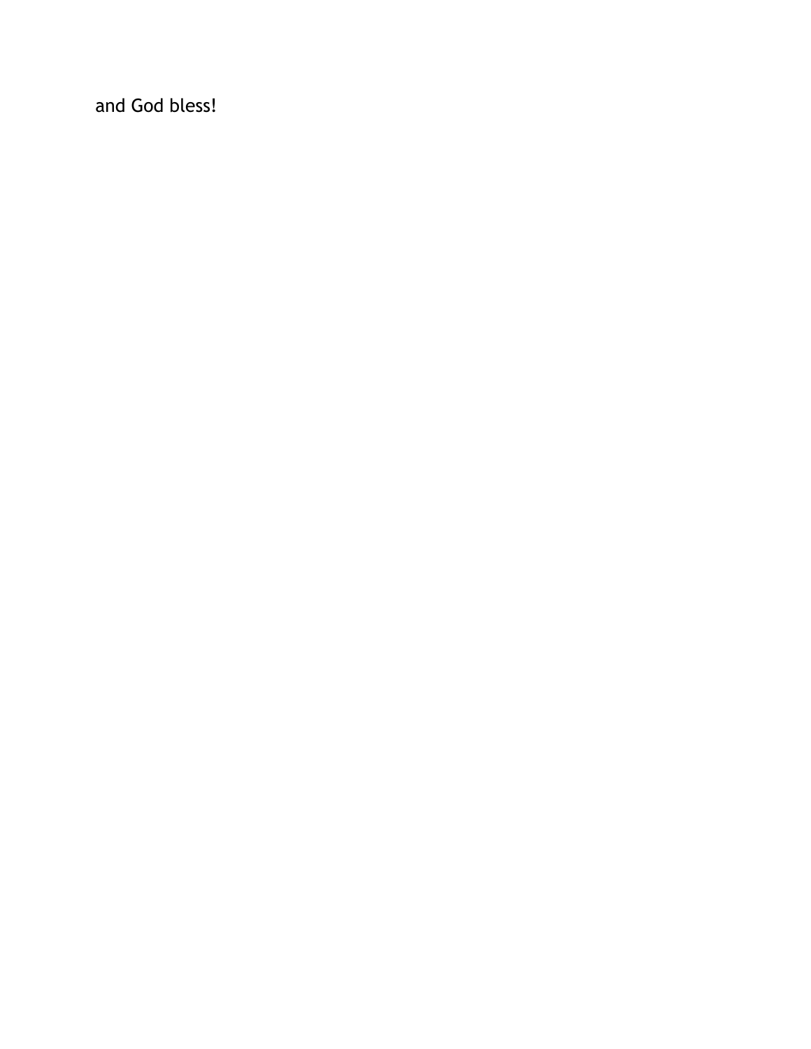and God bless!